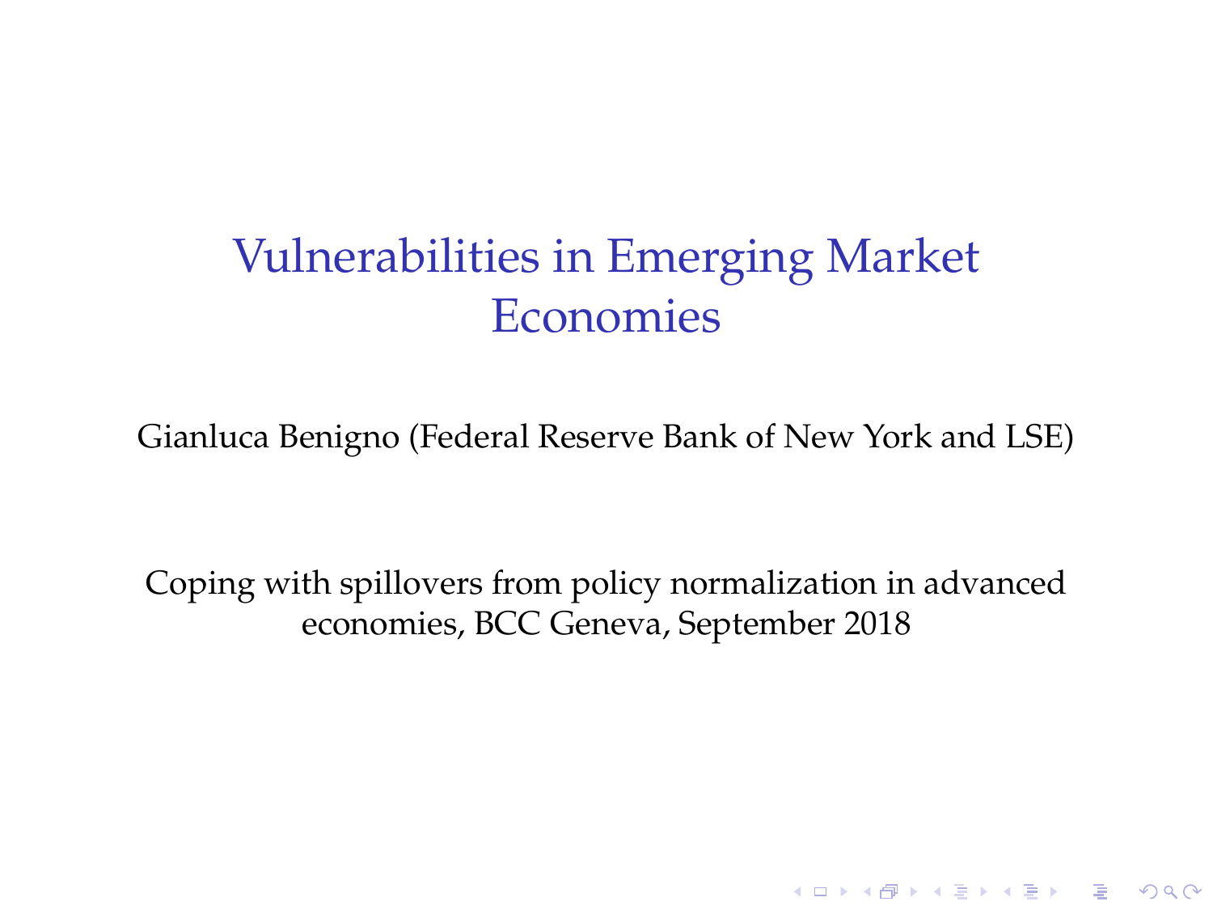# Vulnerabilities in Emerging Market Economies

Gianluca Benigno (Federal Reserve Bank of New York and LSE)

Coping with spillovers from policy normalization in advanced economies, BCC Geneva, September 2018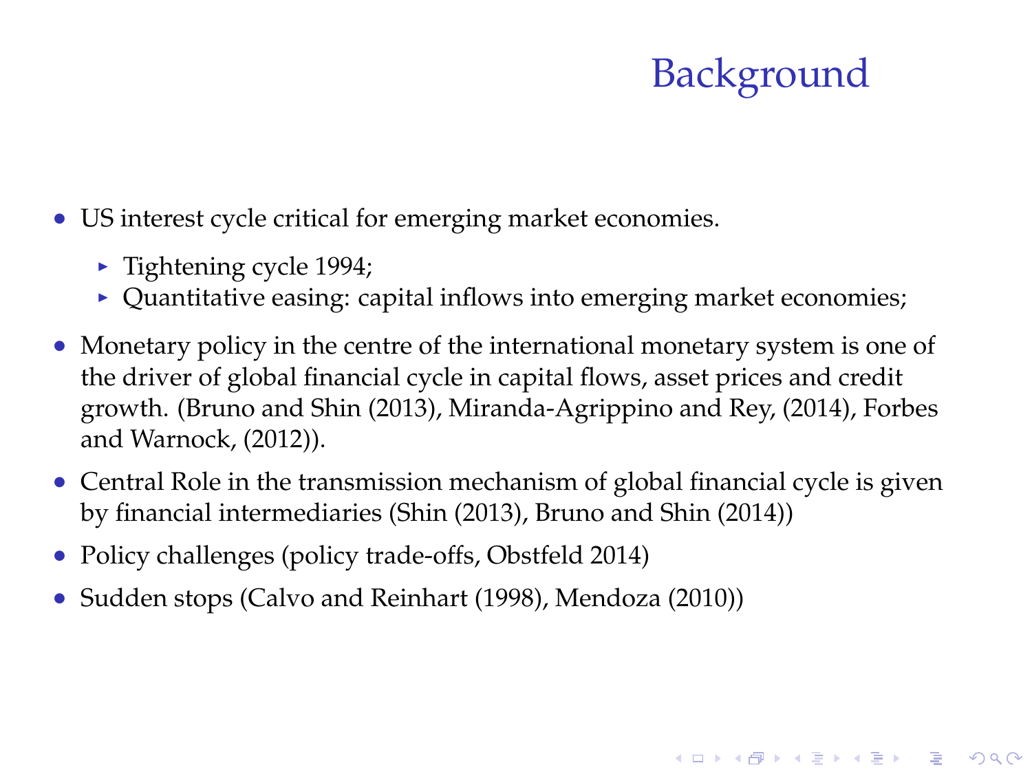# Background

- US interest cycle critical for emerging market economies.
  - Tightening cycle 1994;
  - Quantitative easing: capital inflows into emerging market economies;
- Monetary policy in the centre of the international monetary system is one of the driver of global financial cycle in capital flows, asset prices and credit growth. (Bruno and Shin (2013), Miranda-Agrippino and Rey, (2014), Forbes and Warnock, (2012)).
- Central Role in the transmission mechanism of global financial cycle is given by financial intermediaries (Shin (2013), Bruno and Shin (2014))
- Policy challenges (policy trade-offs, Obstfeld 2014)
- Sudden stops (Calvo and Reinhart (1998), Mendoza (2010))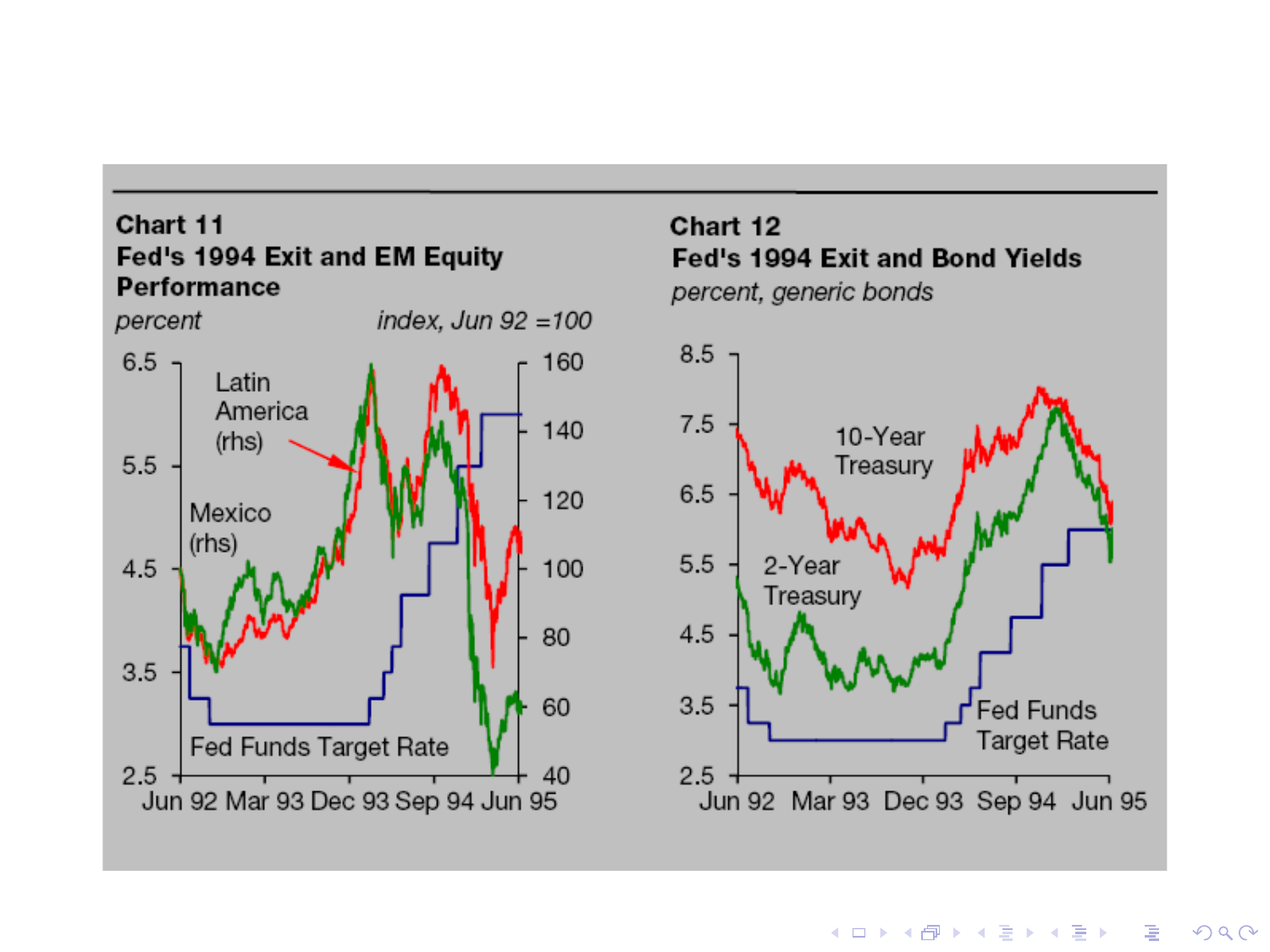**Chart 11**
**Fed's 1994 Exit and EM Equity Performance**
*percent* *index, Jun 92 =100*

**Chart 12**
**Fed's 1994 Exit and Bond Yields**
*percent, generic bonds*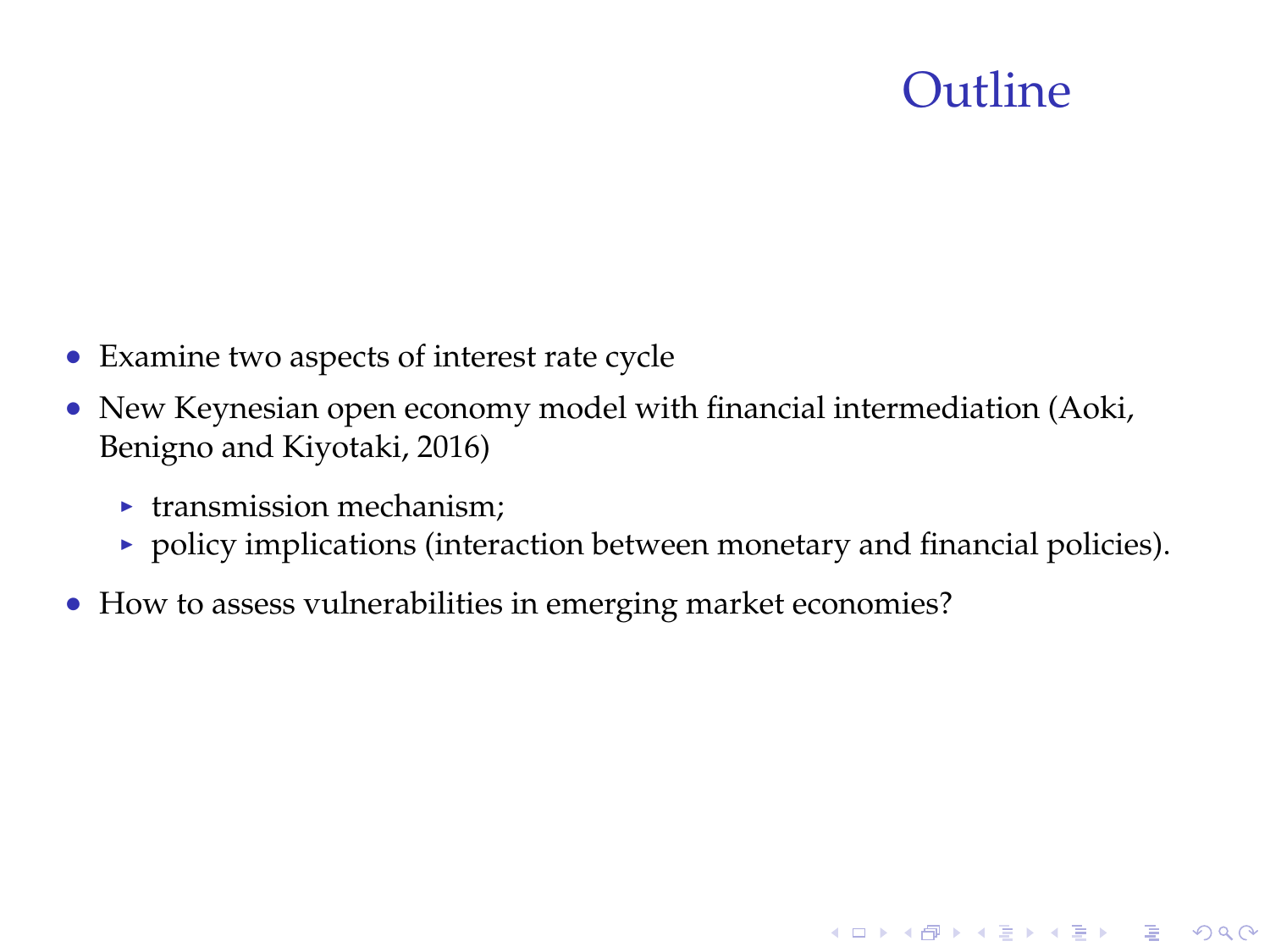# Outline

- Examine two aspects of interest rate cycle
- New Keynesian open economy model with financial intermediation (Aoki, Benigno and Kiyotaki, 2016)
  - transmission mechanism;
  - policy implications (interaction between monetary and financial policies).
- How to assess vulnerabilities in emerging market economies?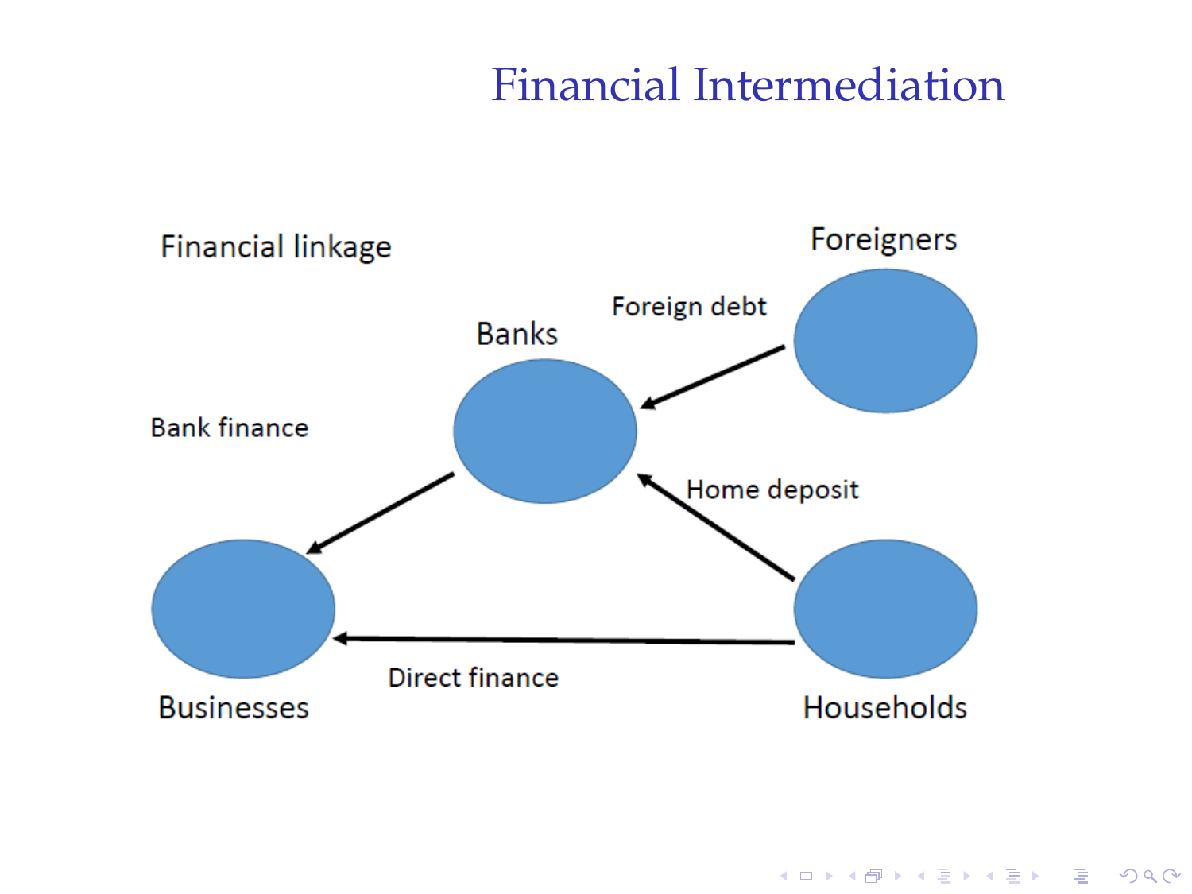# Financial Intermediation

Financial linkage

Foreigners

Foreign debt

Banks

Bank finance

Home deposit

Direct finance

Businesses

Households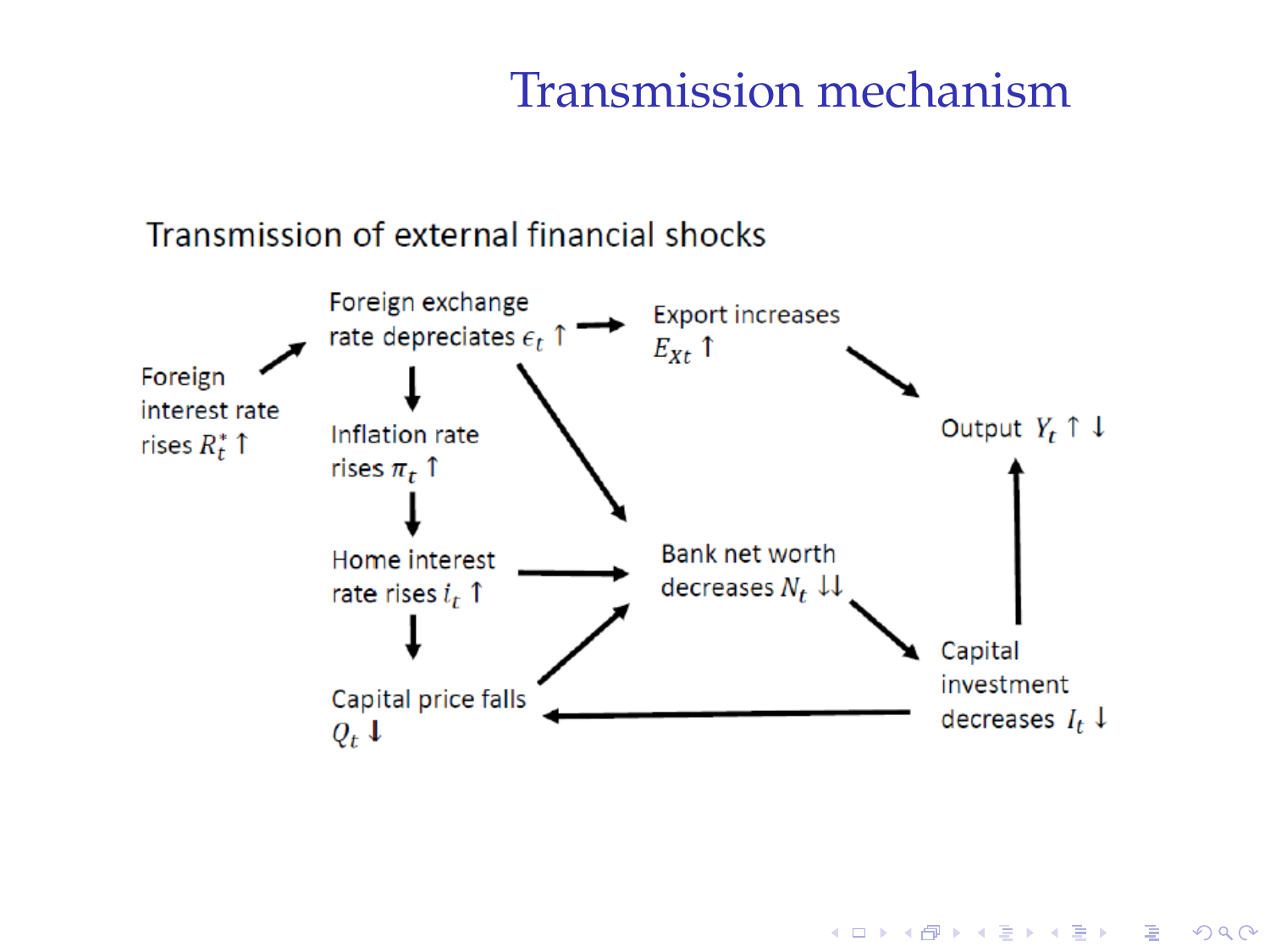# Transmission mechanism

Transmission of external financial shocks

Foreign interest rate rises $R_t^* \uparrow$

Foreign exchange rate depreciates $\epsilon_t \uparrow$

Export increases $E_{Xt} \uparrow$

Inflation rate rises $\pi_t \uparrow$

Output $Y_t \uparrow \downarrow$

Home interest rate rises $i_t \uparrow$

Bank net worth decreases $N_t \downarrow\downarrow$

Capital investment decreases $I_t \downarrow$

Capital price falls $Q_t \downarrow$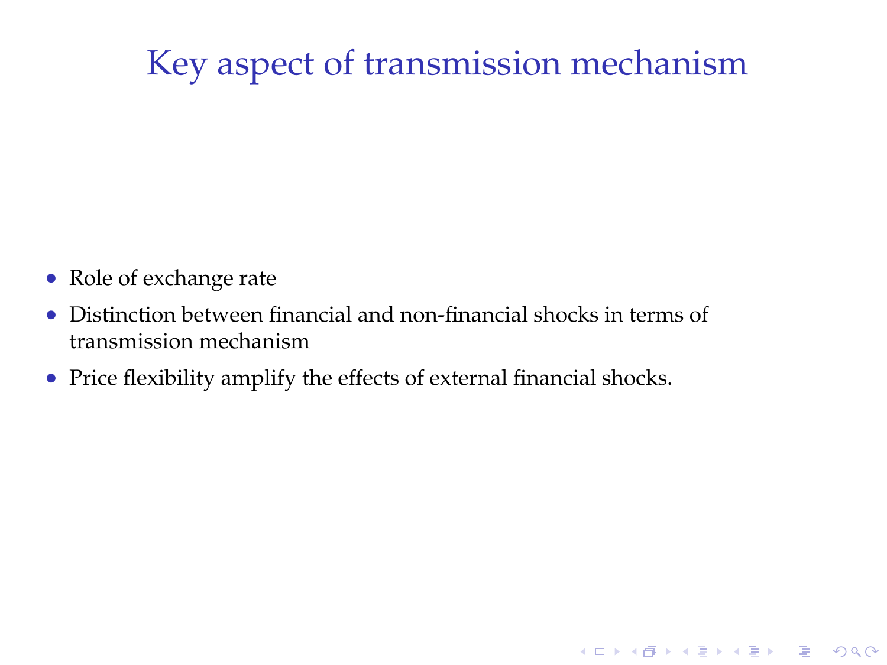# Key aspect of transmission mechanism

- Role of exchange rate
- Distinction between financial and non-financial shocks in terms of transmission mechanism
- Price flexibility amplify the effects of external financial shocks.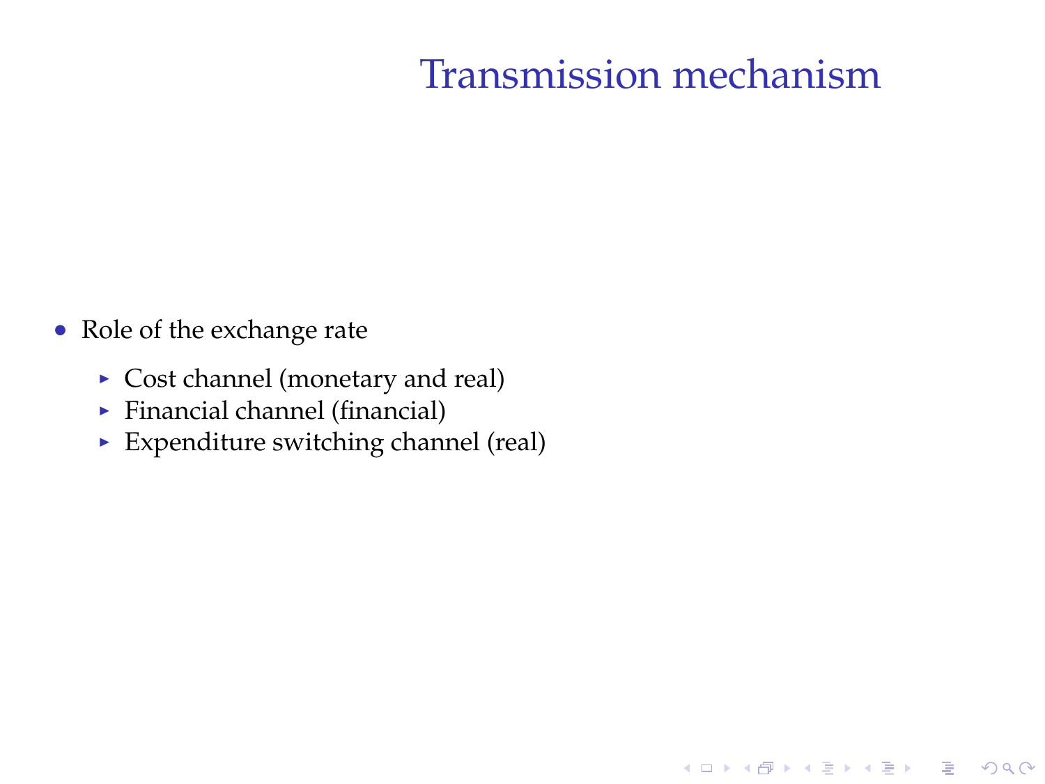# Transmission mechanism

- Role of the exchange rate
  - Cost channel (monetary and real)
  - Financial channel (financial)
  - Expenditure switching channel (real)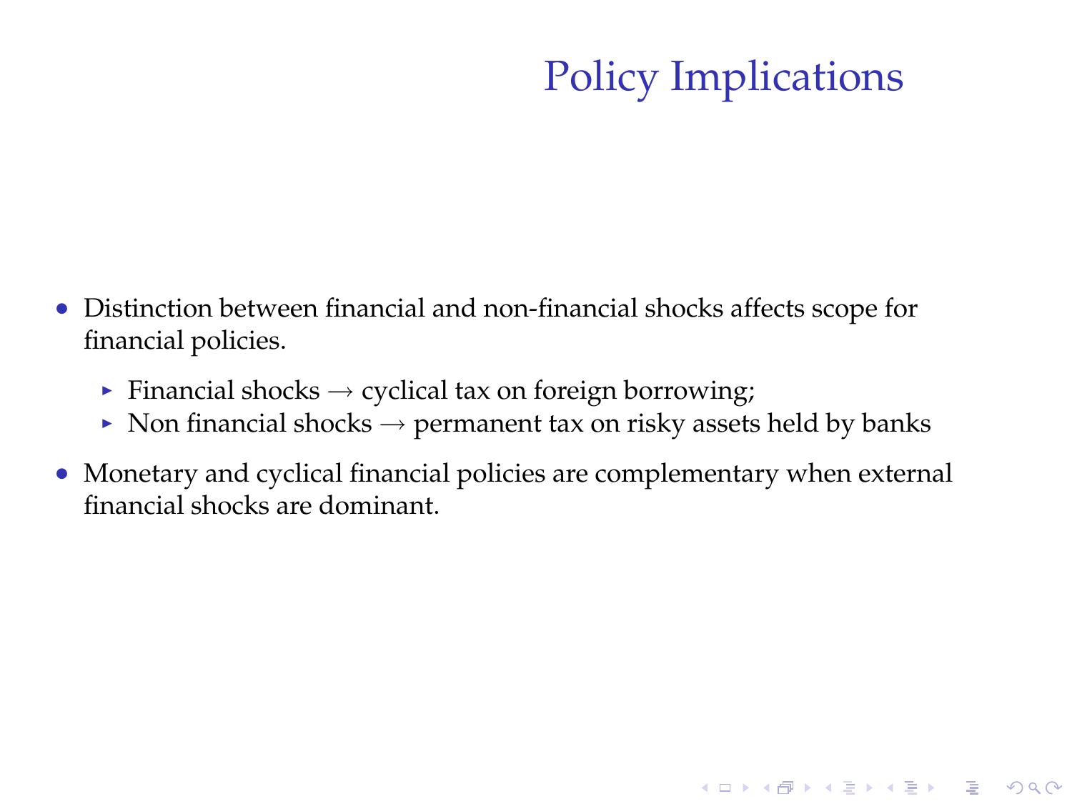# Policy Implications

- Distinction between financial and non-financial shocks affects scope for financial policies.
  - Financial shocks $\rightarrow$ cyclical tax on foreign borrowing;
  - Non financial shocks $\rightarrow$ permanent tax on risky assets held by banks
- Monetary and cyclical financial policies are complementary when external financial shocks are dominant.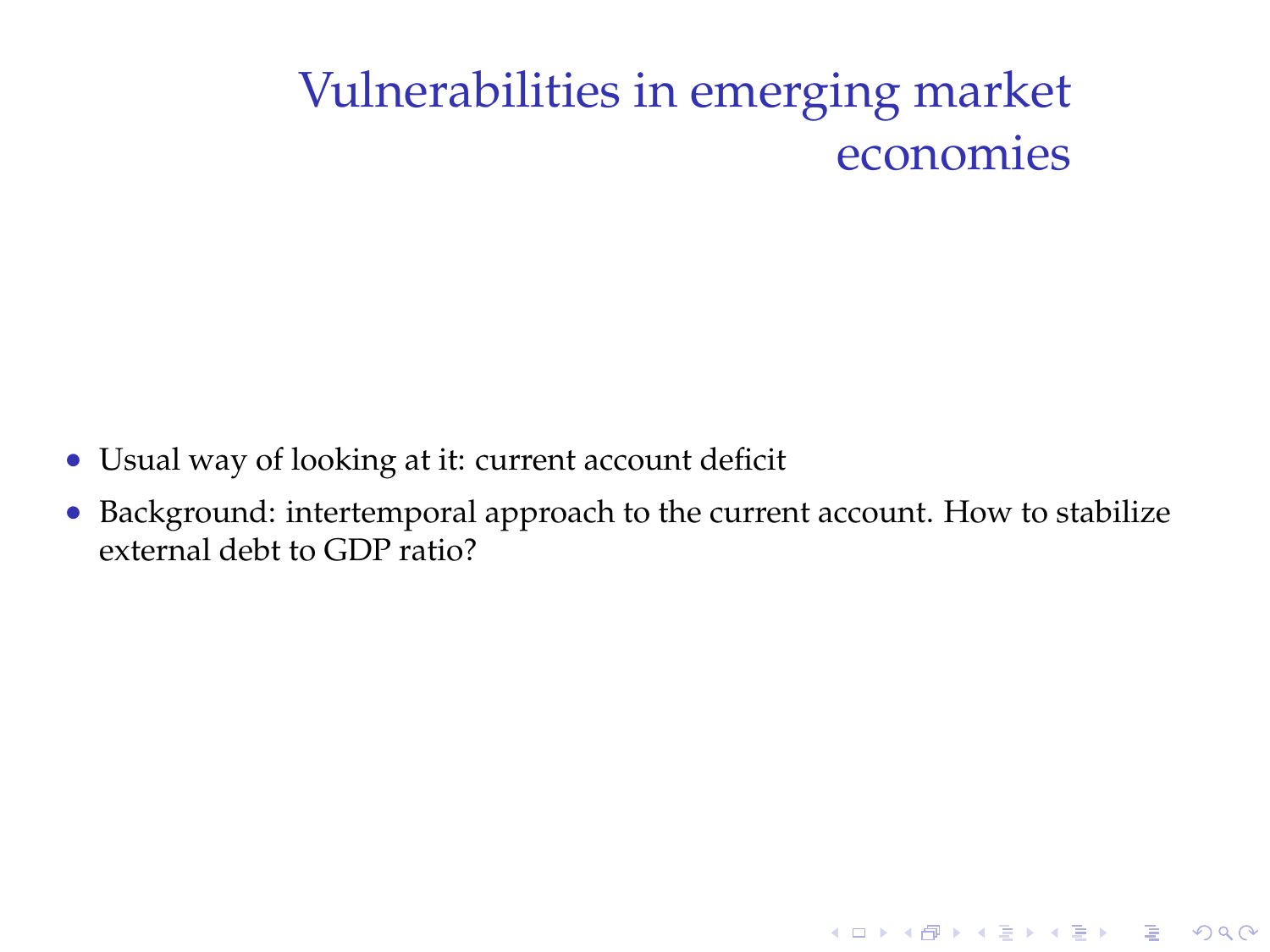# Vulnerabilities in emerging market economies

- Usual way of looking at it: current account deficit
- Background: intertemporal approach to the current account. How to stabilize external debt to GDP ratio?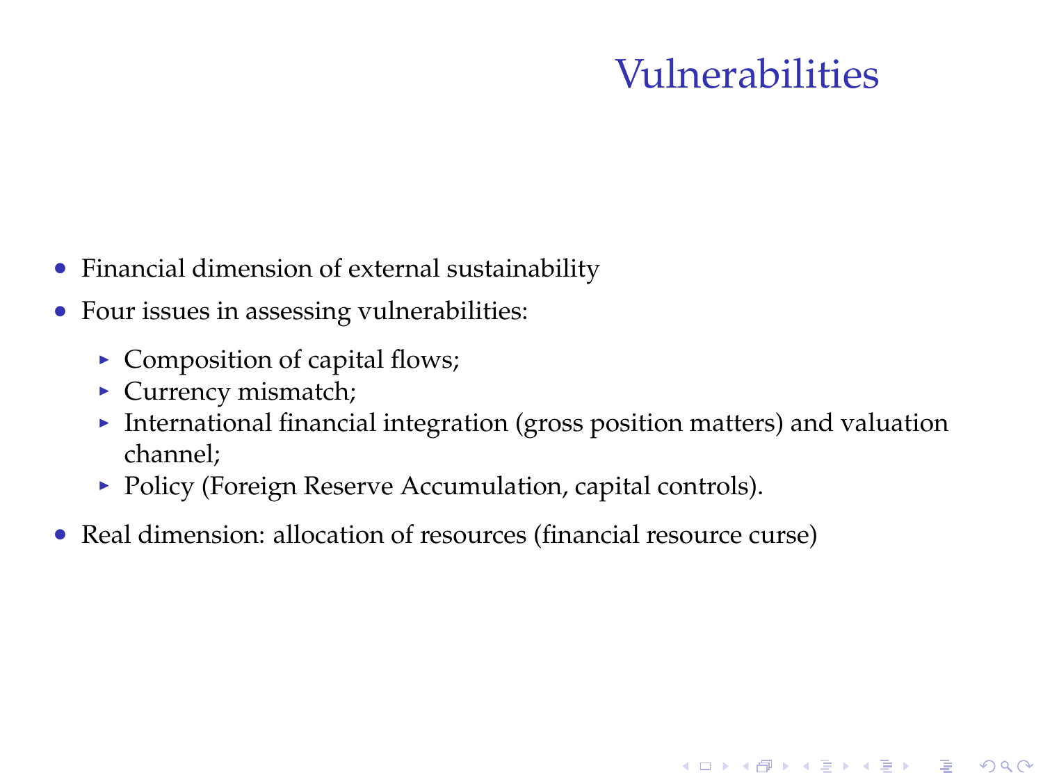# Vulnerabilities

- Financial dimension of external sustainability
- Four issues in assessing vulnerabilities:
  - Composition of capital flows;
  - Currency mismatch;
  - International financial integration (gross position matters) and valuation channel;
  - Policy (Foreign Reserve Accumulation, capital controls).
- Real dimension: allocation of resources (financial resource curse)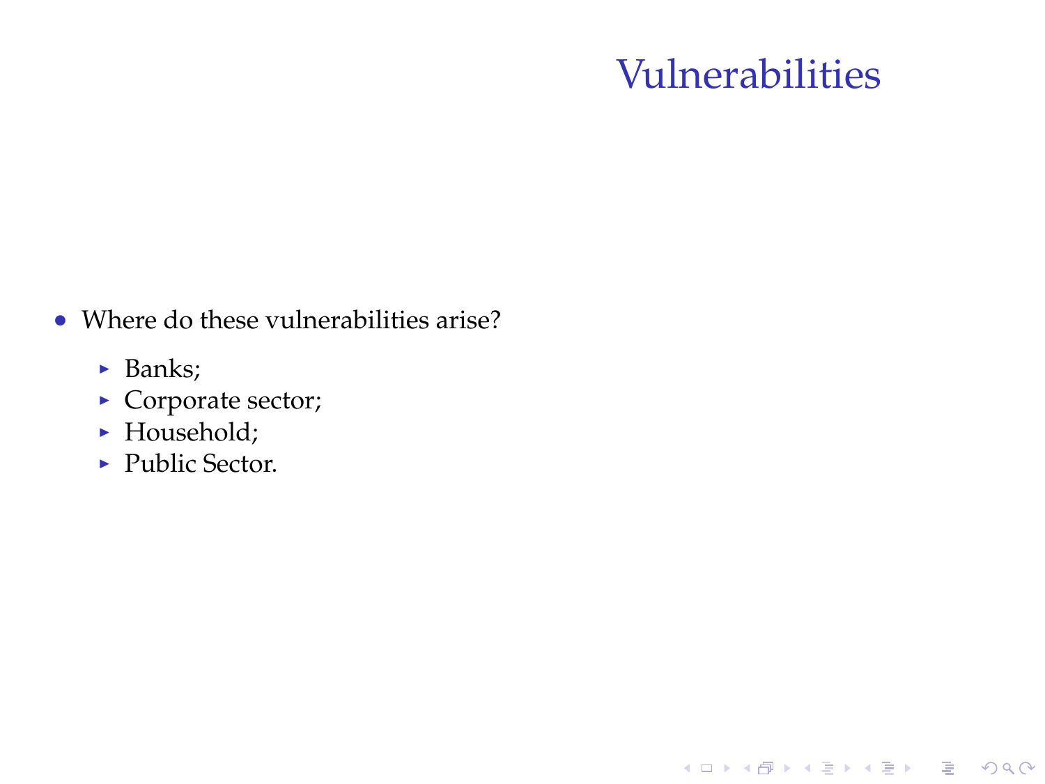# Vulnerabilities

- Where do these vulnerabilities arise?
  - Banks;
  - Corporate sector;
  - Household;
  - Public Sector.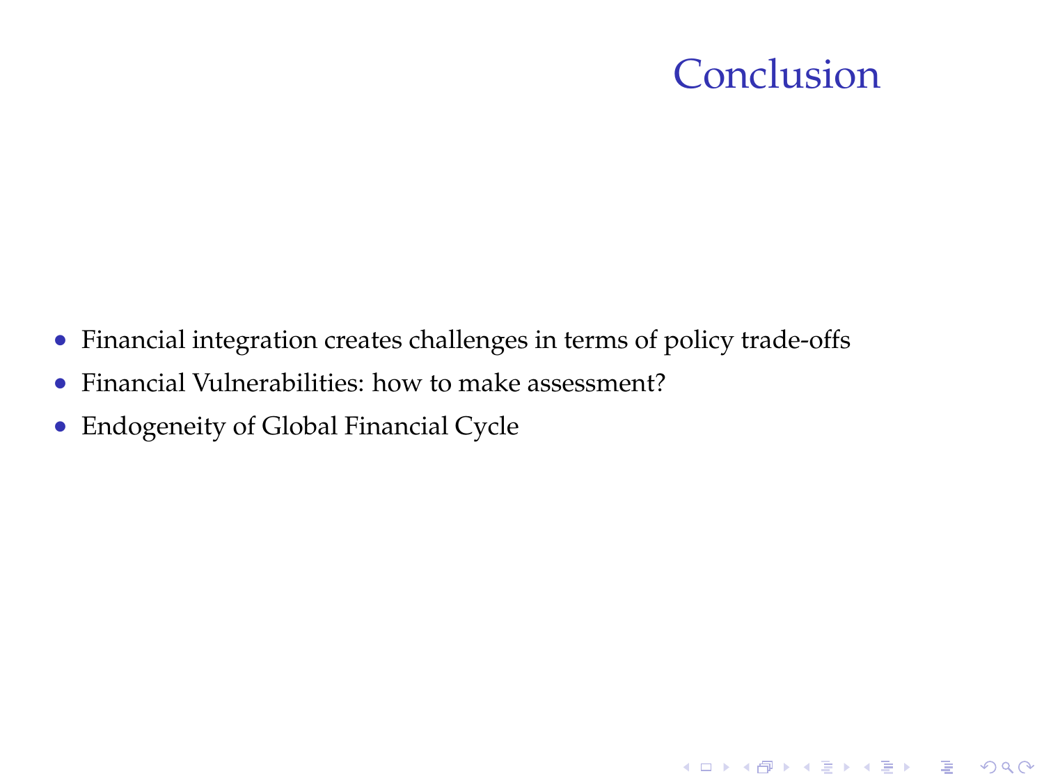# Conclusion

- Financial integration creates challenges in terms of policy trade-offs
- Financial Vulnerabilities: how to make assessment?
- Endogeneity of Global Financial Cycle